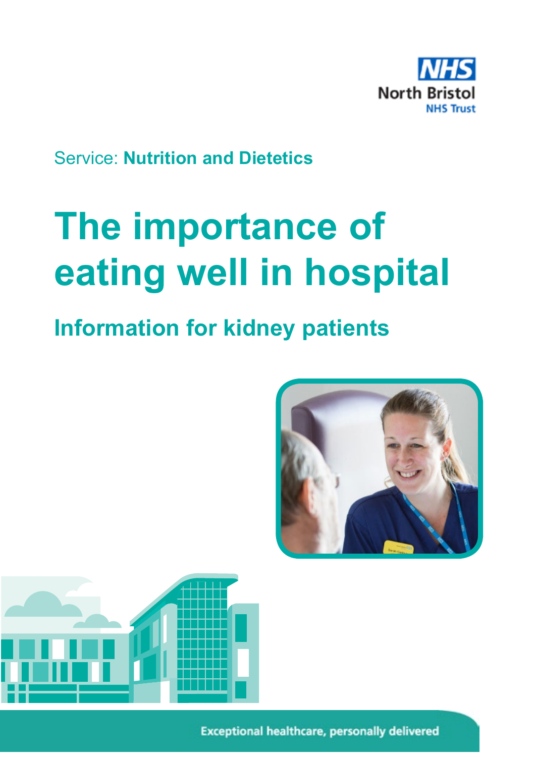NHS
North Bristol
NHS Trust

Service: **Nutrition and Dietetics**

# The importance of eating well in hospital

## Information for kidney patients

Exceptional healthcare, personally delivered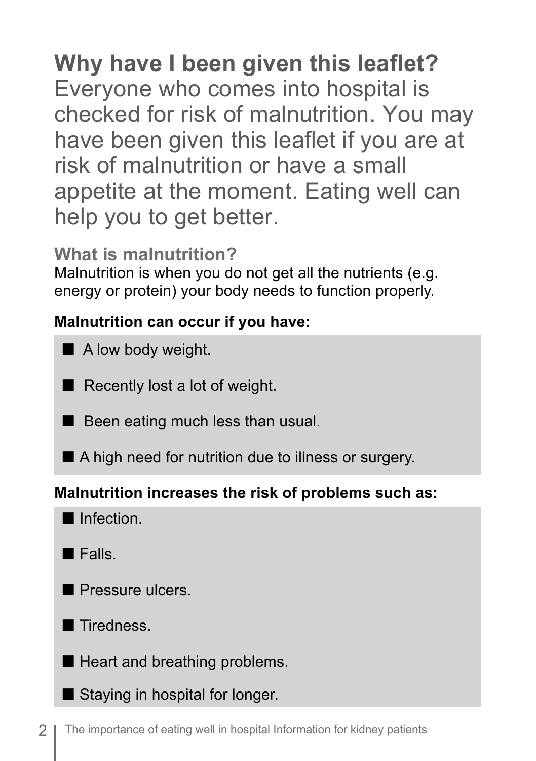## Why have I been given this leaflet?

Everyone who comes into hospital is checked for risk of malnutrition. You may have been given this leaflet if you are at risk of malnutrition or have a small appetite at the moment. Eating well can help you to get better.

### What is malnutrition?

Malnutrition is when you do not get all the nutrients (e.g. energy or protein) your body needs to function properly.

**Malnutrition can occur if you have:**

- A low body weight.
- Recently lost a lot of weight.
- Been eating much less than usual.
- A high need for nutrition due to illness or surgery.

**Malnutrition increases the risk of problems such as:**

- Infection.
- Falls.
- Pressure ulcers.
- Tiredness.
- Heart and breathing problems.
- Staying in hospital for longer.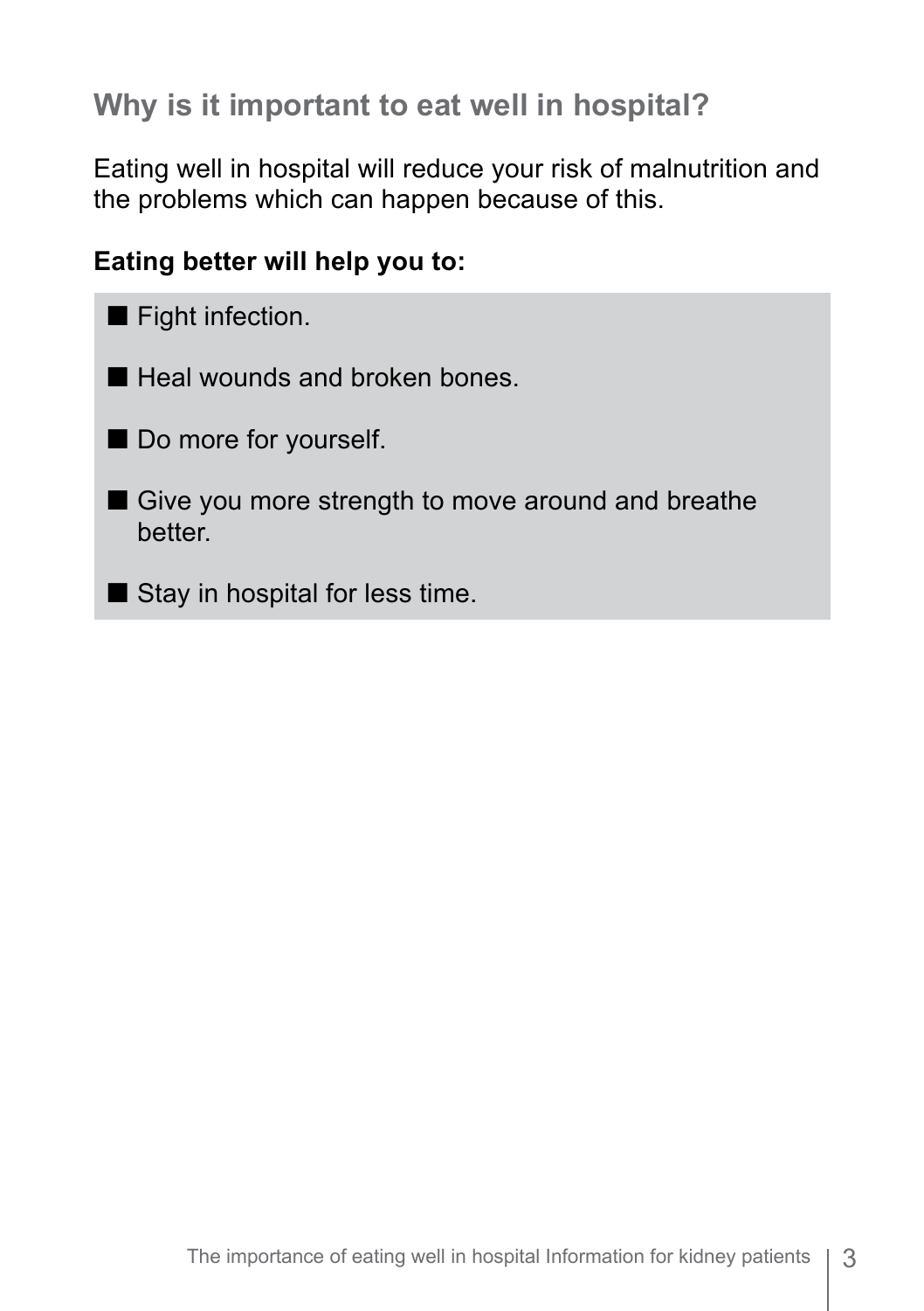## Why is it important to eat well in hospital?

Eating well in hospital will reduce your risk of malnutrition and the problems which can happen because of this.

**Eating better will help you to:**

- Fight infection.
- Heal wounds and broken bones.
- Do more for yourself.
- Give you more strength to move around and breathe better.
- Stay in hospital for less time.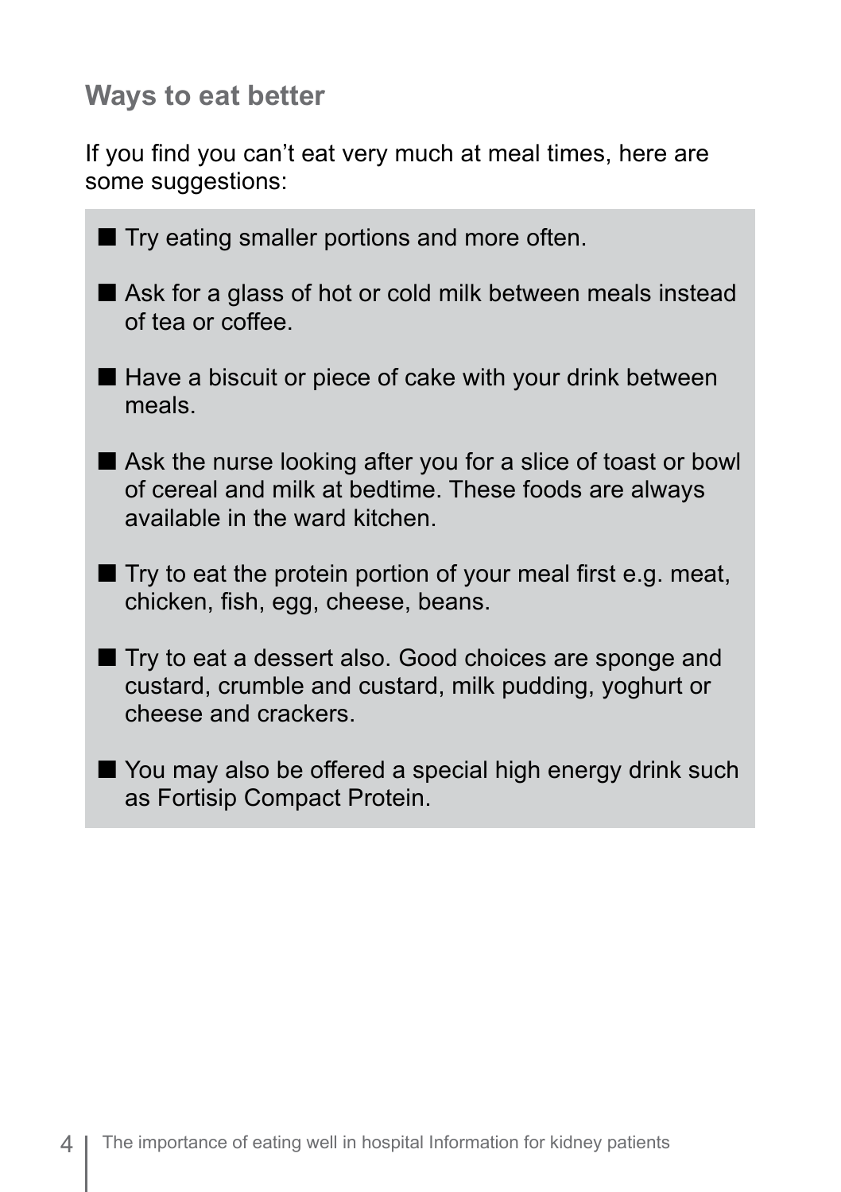## Ways to eat better

If you find you can't eat very much at meal times, here are some suggestions:

- Try eating smaller portions and more often.
- Ask for a glass of hot or cold milk between meals instead of tea or coffee.
- Have a biscuit or piece of cake with your drink between meals.
- Ask the nurse looking after you for a slice of toast or bowl of cereal and milk at bedtime. These foods are always available in the ward kitchen.
- Try to eat the protein portion of your meal first e.g. meat, chicken, fish, egg, cheese, beans.
- Try to eat a dessert also. Good choices are sponge and custard, crumble and custard, milk pudding, yoghurt or cheese and crackers.
- You may also be offered a special high energy drink such as Fortisip Compact Protein.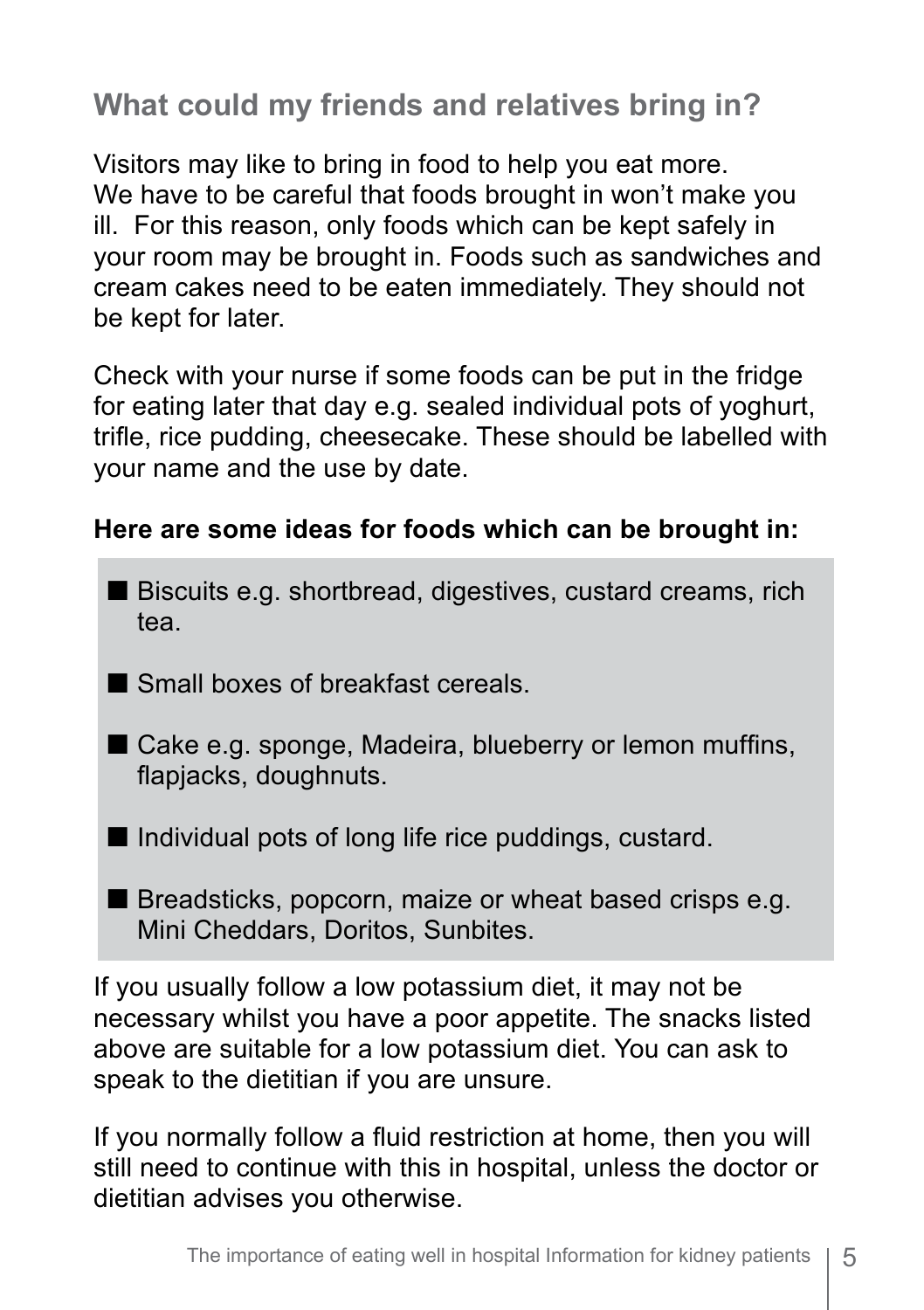## What could my friends and relatives bring in?

Visitors may like to bring in food to help you eat more. We have to be careful that foods brought in won't make you ill. For this reason, only foods which can be kept safely in your room may be brought in. Foods such as sandwiches and cream cakes need to be eaten immediately. They should not be kept for later.

Check with your nurse if some foods can be put in the fridge for eating later that day e.g. sealed individual pots of yoghurt, trifle, rice pudding, cheesecake. These should be labelled with your name and the use by date.

**Here are some ideas for foods which can be brought in:**

- Biscuits e.g. shortbread, digestives, custard creams, rich tea.
- Small boxes of breakfast cereals.
- Cake e.g. sponge, Madeira, blueberry or lemon muffins, flapjacks, doughnuts.
- Individual pots of long life rice puddings, custard.
- Breadsticks, popcorn, maize or wheat based crisps e.g. Mini Cheddars, Doritos, Sunbites.

If you usually follow a low potassium diet, it may not be necessary whilst you have a poor appetite. The snacks listed above are suitable for a low potassium diet. You can ask to speak to the dietitian if you are unsure.

If you normally follow a fluid restriction at home, then you will still need to continue with this in hospital, unless the doctor or dietitian advises you otherwise.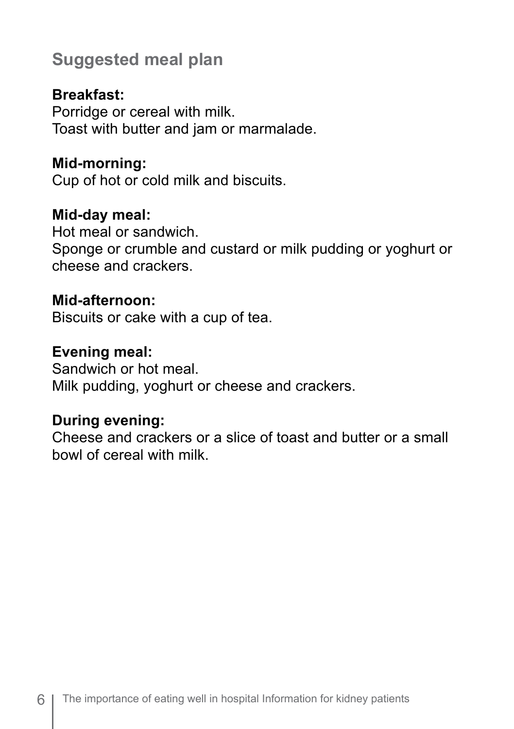## Suggested meal plan

**Breakfast:**
Porridge or cereal with milk.
Toast with butter and jam or marmalade.

**Mid-morning:**
Cup of hot or cold milk and biscuits.

**Mid-day meal:**
Hot meal or sandwich.
Sponge or crumble and custard or milk pudding or yoghurt or cheese and crackers.

**Mid-afternoon:**
Biscuits or cake with a cup of tea.

**Evening meal:**
Sandwich or hot meal.
Milk pudding, yoghurt or cheese and crackers.

**During evening:**
Cheese and crackers or a slice of toast and butter or a small bowl of cereal with milk.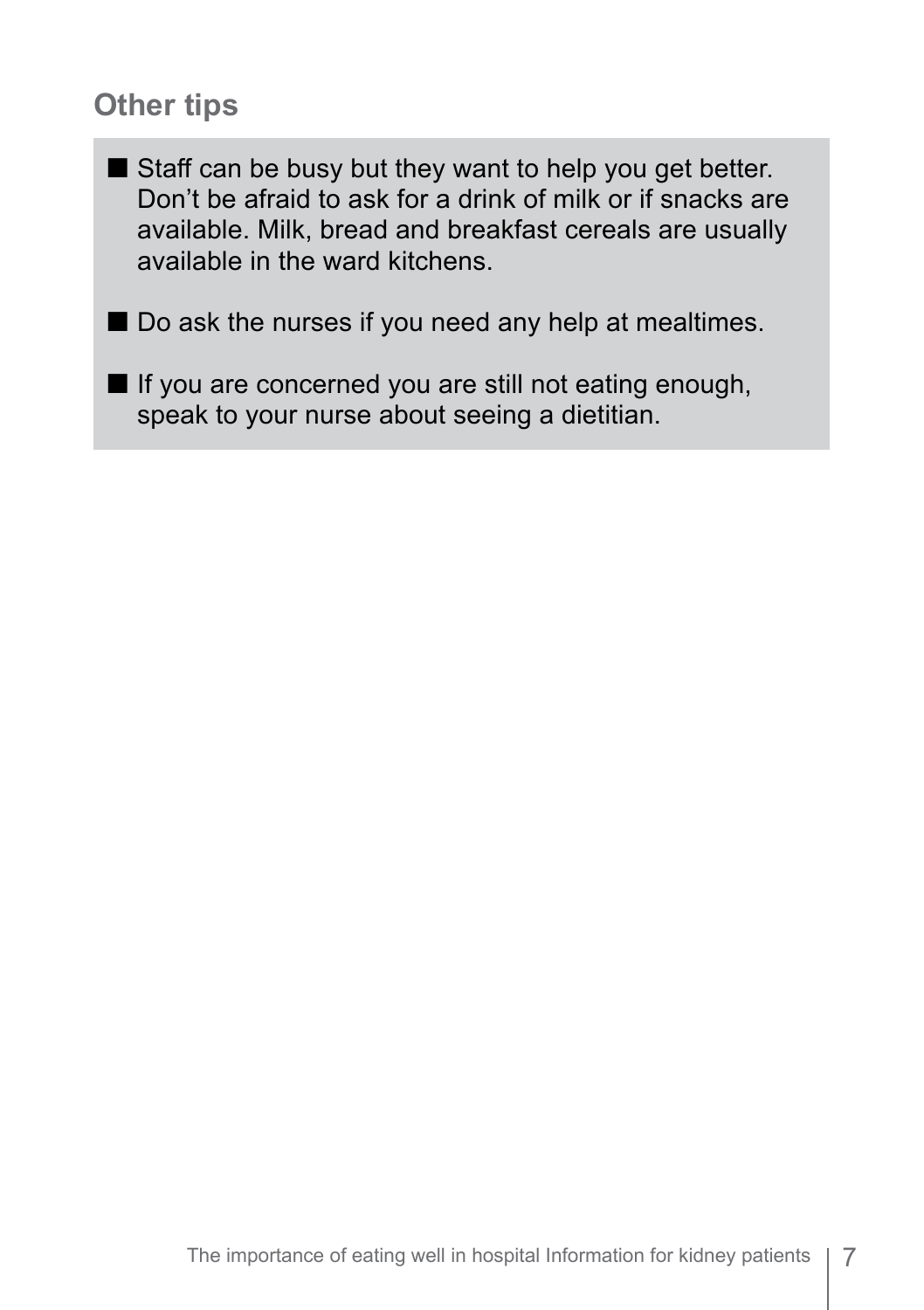## Other tips

- Staff can be busy but they want to help you get better. Don't be afraid to ask for a drink of milk or if snacks are available. Milk, bread and breakfast cereals are usually available in the ward kitchens.
- Do ask the nurses if you need any help at mealtimes.
- If you are concerned you are still not eating enough, speak to your nurse about seeing a dietitian.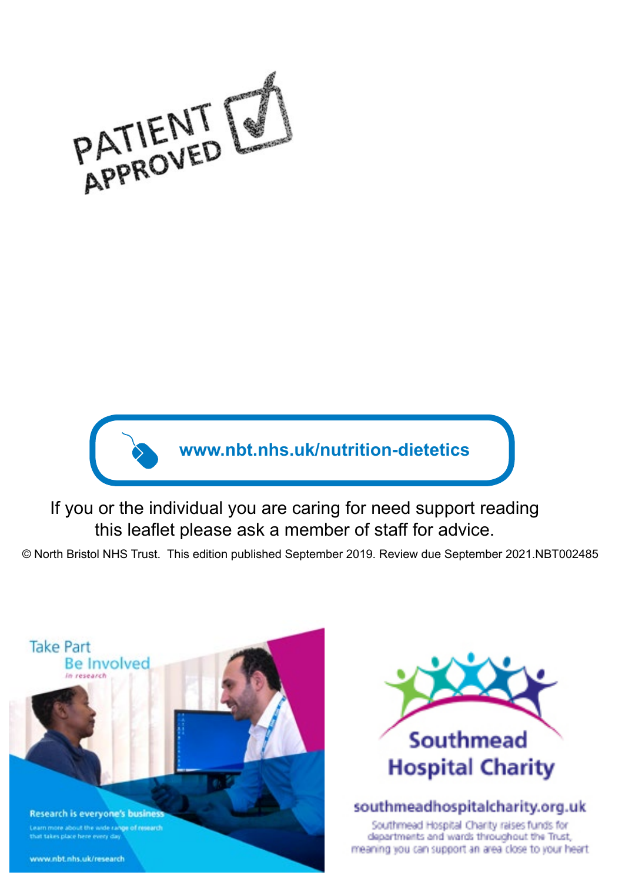PATIENT APPROVED

www.nbt.nhs.uk/nutrition-dietetics

If you or the individual you are caring for need support reading this leaflet please ask a member of staff for advice.

© North Bristol NHS Trust. This edition published September 2019. Review due September 2021.NBT002485

Take Part
Be Involved
*in research*

**Research is everyone's business**

Learn more about the wide range of research that takes place here every day

www.nbt.nhs.uk/research

**Southmead Hospital Charity**

**southmeadhospitalcharity.org.uk**

Southmead Hospital Charity raises funds for departments and wards throughout the Trust, meaning you can support an area close to your heart